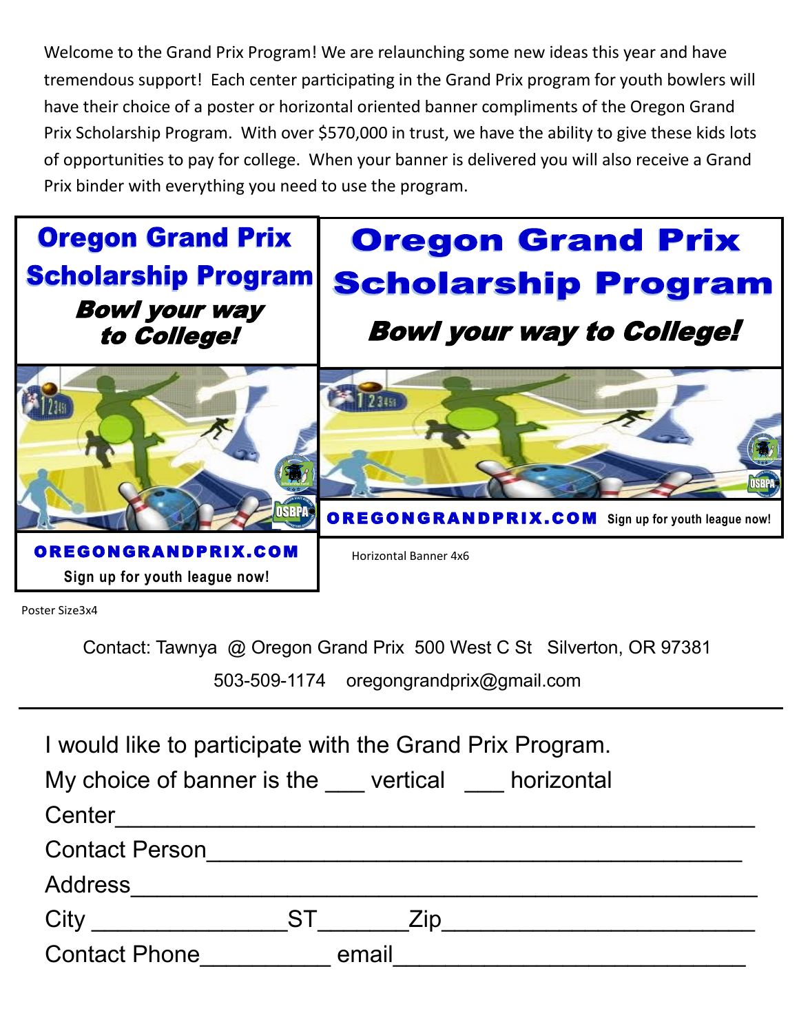Welcome to the Grand Prix Program! We are relaunching some new ideas this year and have tremendous support! Each center participating in the Grand Prix program for youth bowlers will have their choice of a poster or horizontal oriented banner compliments of the Oregon Grand Prix Scholarship Program. With over $570,000 in trust, we have the ability to give these kids lots of opportunities to pay for college. When your banner is delivered you will also receive a Grand Prix binder with everything you need to use the program.

**Oregon Grand Prix Scholarship Program**

***Bowl your way to College!***

**OREGONGRANDPRIX.COM**

**Sign up for youth league now!**

Poster Size3x4

**Oregon Grand Prix Scholarship Program**

***Bowl your way to College!***

**OREGONGRANDPRIX.COM** **Sign up for youth league now!**

Horizontal Banner 4x6

Contact: Tawnya @ Oregon Grand Prix 500 West C St Silverton, OR 97381

503-509-1174 oregongrandprix@gmail.com

---

I would like to participate with the Grand Prix Program.

My choice of banner is the ___ vertical ___ horizontal

Center_____________________________________________

Contact Person______________________________________

Address____________________________________________

City _______________ST_______Zip_________________________

Contact Phone__________ email_____________________________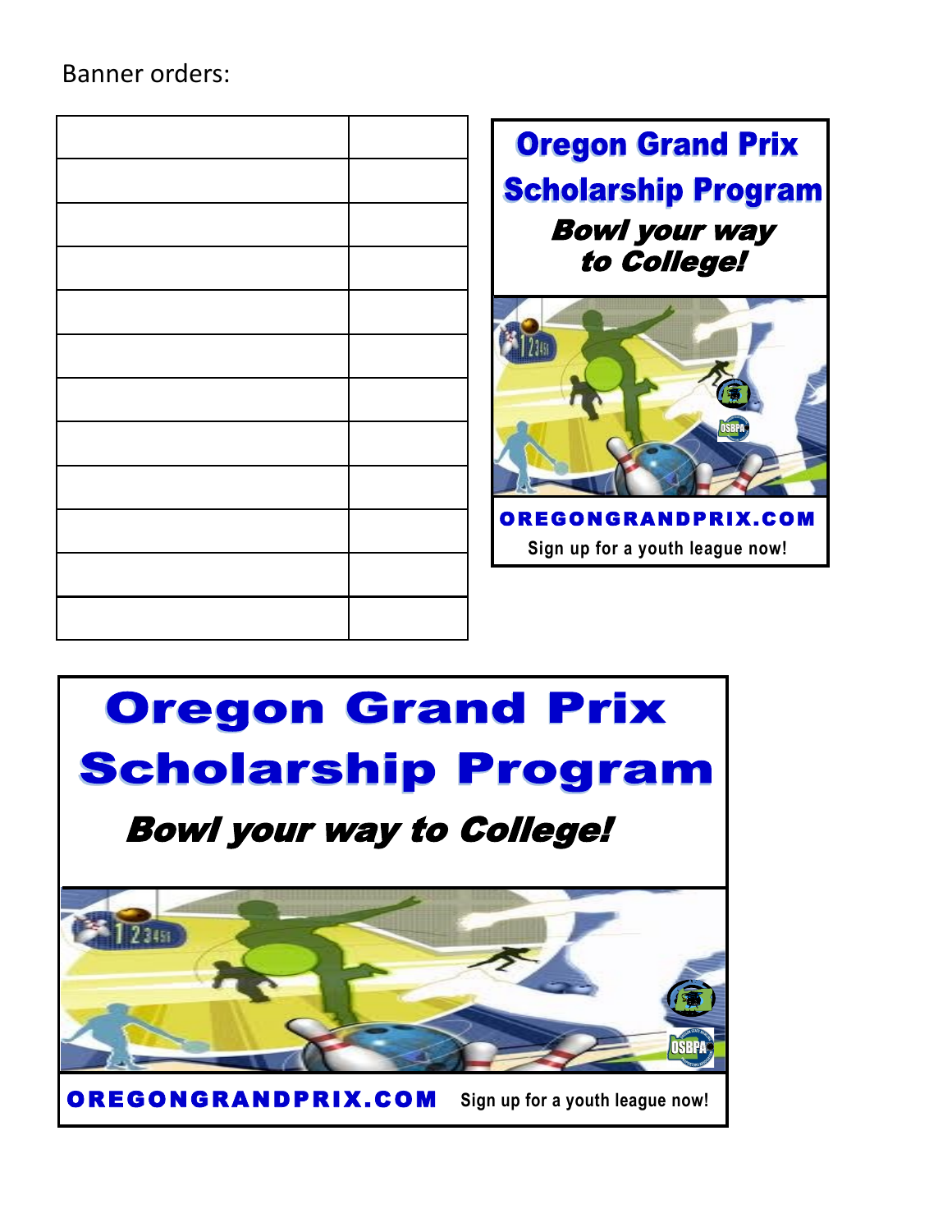Banner orders:

| | |
|---|---|
| | |
| | |
| | |
| | |
| | |
| | |
| | |
| | |
| | |
| | |
| | |

**Oregon Grand Prix Scholarship Program**

***Bowl your way to College!***

**OREGONGRANDPRIX.COM**

Sign up for a youth league now!

**Oregon Grand Prix Scholarship Program**

***Bowl your way to College!***

**OREGONGRANDPRIX.COM** Sign up for a youth league now!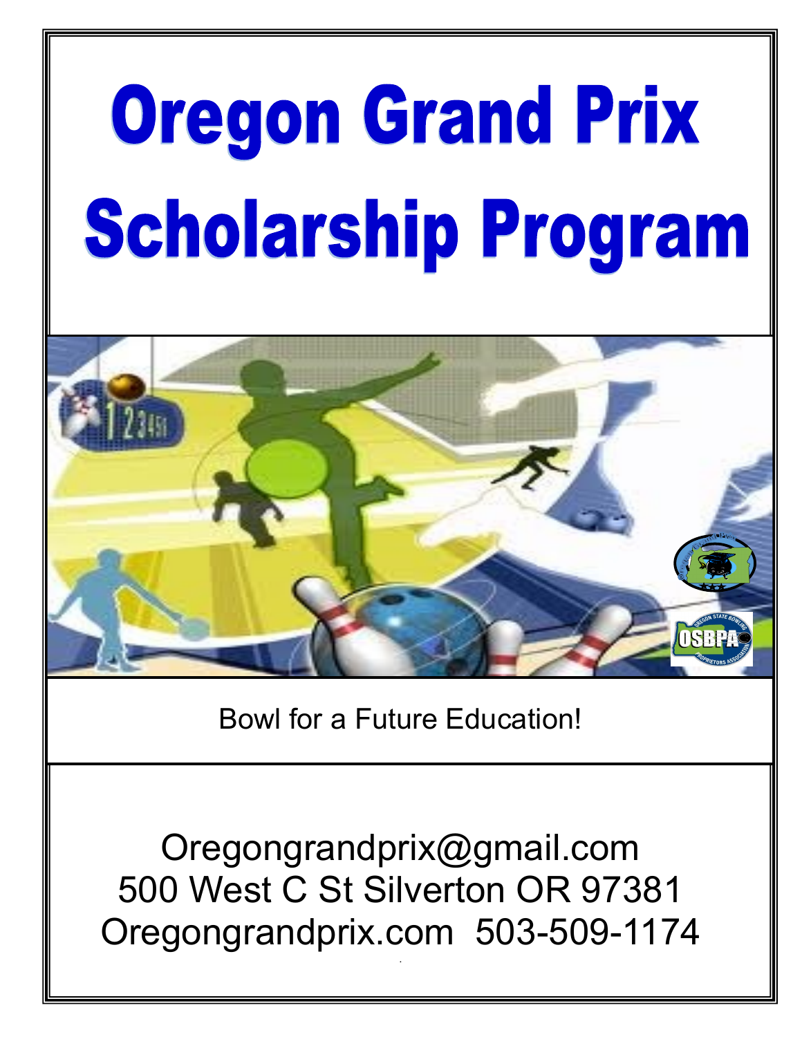# Oregon Grand Prix Scholarship Program

Bowl for a Future Education!

Oregongrandprix@gmail.com
500 West C St Silverton OR 97381
Oregongrandprix.com 503-509-1174